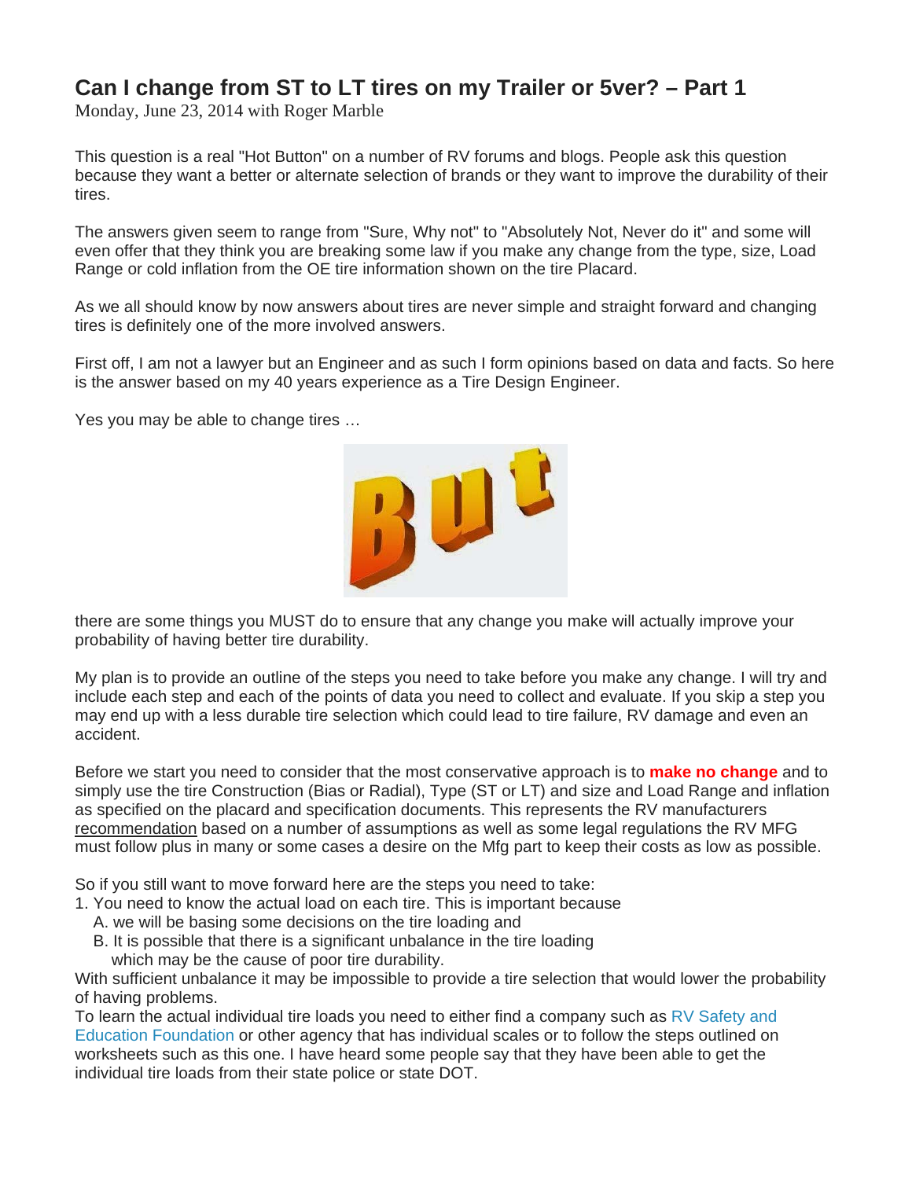# Can I change from ST to LT tires on my Trailer or 5ver? – Part 1

Monday, June 23, 2014 with Roger Marble

This question is a real "Hot Button" on a number of RV forums and blogs. People ask this question because they want a better or alternate selection of brands or they want to improve the durability of their tires.

The answers given seem to range from "Sure, Why not" to "Absolutely Not, Never do it" and some will even offer that they think you are breaking some law if you make any change from the type, size, Load Range or cold inflation from the OE tire information shown on the tire Placard.

As we all should know by now answers about tires are never simple and straight forward and changing tires is definitely one of the more involved answers.

First off, I am not a lawyer but an Engineer and as such I form opinions based on data and facts. So here is the answer based on my 40 years experience as a Tire Design Engineer.

Yes you may be able to change tires …

But

there are some things you MUST do to ensure that any change you make will actually improve your probability of having better tire durability.

My plan is to provide an outline of the steps you need to take before you make any change. I will try and include each step and each of the points of data you need to collect and evaluate. If you skip a step you may end up with a less durable tire selection which could lead to tire failure, RV damage and even an accident.

Before we start you need to consider that the most conservative approach is to **make no change** and to simply use the tire Construction (Bias or Radial), Type (ST or LT) and size and Load Range and inflation as specified on the placard and specification documents. This represents the RV manufacturers recommendation based on a number of assumptions as well as some legal regulations the RV MFG must follow plus in many or some cases a desire on the Mfg part to keep their costs as low as possible.

So if you still want to move forward here are the steps you need to take:

1. You need to know the actual load on each tire. This is important because
   A. we will be basing some decisions on the tire loading and
   B. It is possible that there is a significant unbalance in the tire loading which may be the cause of poor tire durability.

With sufficient unbalance it may be impossible to provide a tire selection that would lower the probability of having problems.

To learn the actual individual tire loads you need to either find a company such as RV Safety and Education Foundation or other agency that has individual scales or to follow the steps outlined on worksheets such as this one. I have heard some people say that they have been able to get the individual tire loads from their state police or state DOT.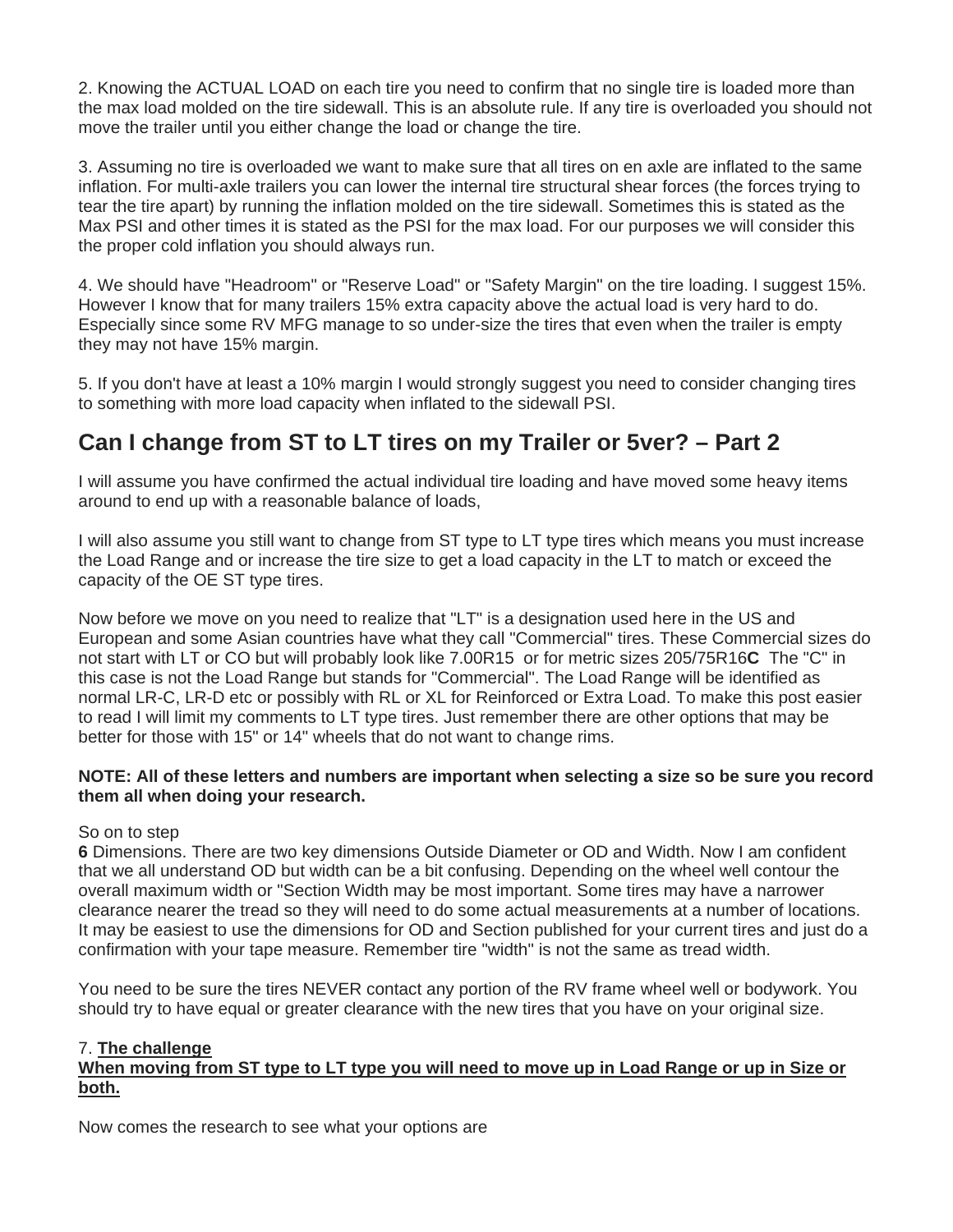2. Knowing the ACTUAL LOAD on each tire you need to confirm that no single tire is loaded more than the max load molded on the tire sidewall. This is an absolute rule. If any tire is overloaded you should not move the trailer until you either change the load or change the tire.

3. Assuming no tire is overloaded we want to make sure that all tires on en axle are inflated to the same inflation. For multi-axle trailers you can lower the internal tire structural shear forces (the forces trying to tear the tire apart) by running the inflation molded on the tire sidewall. Sometimes this is stated as the Max PSI and other times it is stated as the PSI for the max load. For our purposes we will consider this the proper cold inflation you should always run.

4. We should have "Headroom" or "Reserve Load" or "Safety Margin" on the tire loading. I suggest 15%. However I know that for many trailers 15% extra capacity above the actual load is very hard to do. Especially since some RV MFG manage to so under-size the tires that even when the trailer is empty they may not have 15% margin.

5. If you don't have at least a 10% margin I would strongly suggest you need to consider changing tires to something with more load capacity when inflated to the sidewall PSI.

## Can I change from ST to LT tires on my Trailer or 5ver? – Part 2

I will assume you have confirmed the actual individual tire loading and have moved some heavy items around to end up with a reasonable balance of loads,

I will also assume you still want to change from ST type to LT type tires which means you must increase the Load Range and or increase the tire size to get a load capacity in the LT to match or exceed the capacity of the OE ST type tires.

Now before we move on you need to realize that "LT" is a designation used here in the US and European and some Asian countries have what they call "Commercial" tires. These Commercial sizes do not start with LT or CO but will probably look like 7.00R15 or for metric sizes 205/75R16**C** The "C" in this case is not the Load Range but stands for "Commercial". The Load Range will be identified as normal LR-C, LR-D etc or possibly with RL or XL for Reinforced or Extra Load. To make this post easier to read I will limit my comments to LT type tires. Just remember there are other options that may be better for those with 15" or 14" wheels that do not want to change rims.

**NOTE: All of these letters and numbers are important when selecting a size so be sure you record them all when doing your research.**

So on to step
**6** Dimensions. There are two key dimensions Outside Diameter or OD and Width. Now I am confident that we all understand OD but width can be a bit confusing. Depending on the wheel well contour the overall maximum width or "Section Width may be most important. Some tires may have a narrower clearance nearer the tread so they will need to do some actual measurements at a number of locations. It may be easiest to use the dimensions for OD and Section published for your current tires and just do a confirmation with your tape measure. Remember tire "width" is not the same as tread width.

You need to be sure the tires NEVER contact any portion of the RV frame wheel well or bodywork. You should try to have equal or greater clearance with the new tires that you have on your original size.

7. **The challenge**
**When moving from ST type to LT type you will need to move up in Load Range or up in Size or both.**

Now comes the research to see what your options are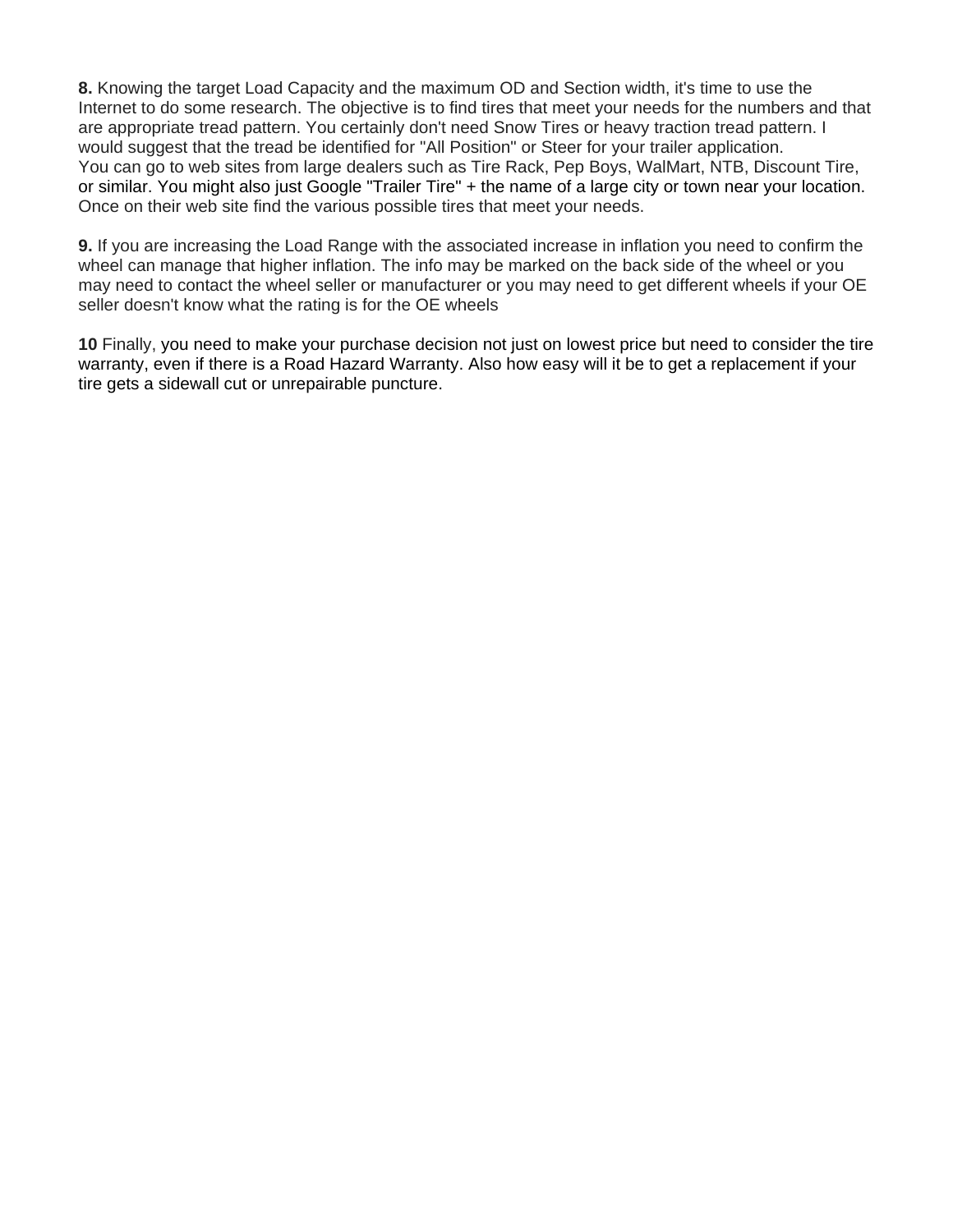**8.** Knowing the target Load Capacity and the maximum OD and Section width, it's time to use the Internet to do some research. The objective is to find tires that meet your needs for the numbers and that are appropriate tread pattern. You certainly don't need Snow Tires or heavy traction tread pattern. I would suggest that the tread be identified for "All Position" or Steer for your trailer application.
You can go to web sites from large dealers such as Tire Rack, Pep Boys, WalMart, NTB, Discount Tire, or similar. You might also just Google "Trailer Tire" + the name of a large city or town near your location. Once on their web site find the various possible tires that meet your needs.

**9.** If you are increasing the Load Range with the associated increase in inflation you need to confirm the wheel can manage that higher inflation. The info may be marked on the back side of the wheel or you may need to contact the wheel seller or manufacturer or you may need to get different wheels if your OE seller doesn't know what the rating is for the OE wheels

**10** Finally, you need to make your purchase decision not just on lowest price but need to consider the tire warranty, even if there is a Road Hazard Warranty. Also how easy will it be to get a replacement if your tire gets a sidewall cut or unrepairable puncture.